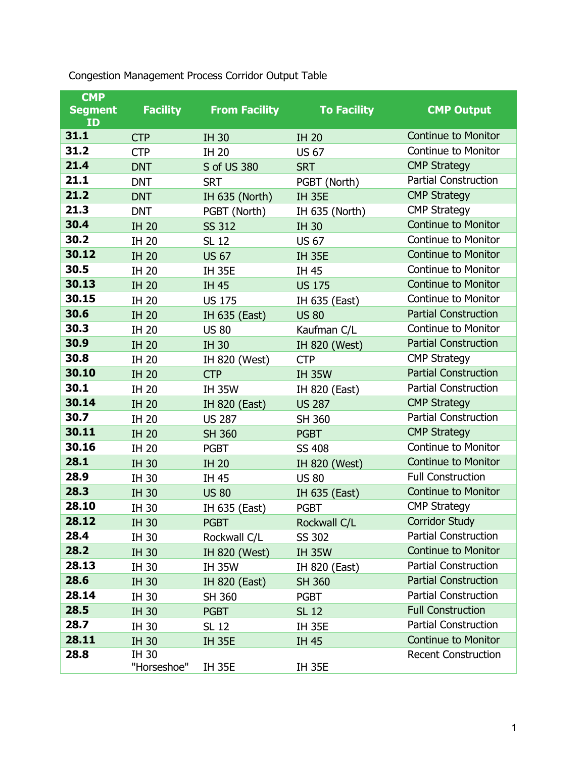Congestion Management Process Corridor Output Table

| CMP Segment ID | Facility | From Facility | To Facility | CMP Output |
|---|---|---|---|---|
| **31.1** | CTP | IH 30 | IH 20 | Continue to Monitor |
| **31.2** | CTP | IH 20 | US 67 | Continue to Monitor |
| **21.4** | DNT | S of US 380 | SRT | CMP Strategy |
| **21.1** | DNT | SRT | PGBT (North) | Partial Construction |
| **21.2** | DNT | IH 635 (North) | IH 35E | CMP Strategy |
| **21.3** | DNT | PGBT (North) | IH 635 (North) | CMP Strategy |
| **30.4** | IH 20 | SS 312 | IH 30 | Continue to Monitor |
| **30.2** | IH 20 | SL 12 | US 67 | Continue to Monitor |
| **30.12** | IH 20 | US 67 | IH 35E | Continue to Monitor |
| **30.5** | IH 20 | IH 35E | IH 45 | Continue to Monitor |
| **30.13** | IH 20 | IH 45 | US 175 | Continue to Monitor |
| **30.15** | IH 20 | US 175 | IH 635 (East) | Continue to Monitor |
| **30.6** | IH 20 | IH 635 (East) | US 80 | Partial Construction |
| **30.3** | IH 20 | US 80 | Kaufman C/L | Continue to Monitor |
| **30.9** | IH 20 | IH 30 | IH 820 (West) | Partial Construction |
| **30.8** | IH 20 | IH 820 (West) | CTP | CMP Strategy |
| **30.10** | IH 20 | CTP | IH 35W | Partial Construction |
| **30.1** | IH 20 | IH 35W | IH 820 (East) | Partial Construction |
| **30.14** | IH 20 | IH 820 (East) | US 287 | CMP Strategy |
| **30.7** | IH 20 | US 287 | SH 360 | Partial Construction |
| **30.11** | IH 20 | SH 360 | PGBT | CMP Strategy |
| **30.16** | IH 20 | PGBT | SS 408 | Continue to Monitor |
| **28.1** | IH 30 | IH 20 | IH 820 (West) | Continue to Monitor |
| **28.9** | IH 30 | IH 45 | US 80 | Full Construction |
| **28.3** | IH 30 | US 80 | IH 635 (East) | Continue to Monitor |
| **28.10** | IH 30 | IH 635 (East) | PGBT | CMP Strategy |
| **28.12** | IH 30 | PGBT | Rockwall C/L | Corridor Study |
| **28.4** | IH 30 | Rockwall C/L | SS 302 | Partial Construction |
| **28.2** | IH 30 | IH 820 (West) | IH 35W | Continue to Monitor |
| **28.13** | IH 30 | IH 35W | IH 820 (East) | Partial Construction |
| **28.6** | IH 30 | IH 820 (East) | SH 360 | Partial Construction |
| **28.14** | IH 30 | SH 360 | PGBT | Partial Construction |
| **28.5** | IH 30 | PGBT | SL 12 | Full Construction |
| **28.7** | IH 30 | SL 12 | IH 35E | Partial Construction |
| **28.11** | IH 30 | IH 35E | IH 45 | Continue to Monitor |
| **28.8** | IH 30 "Horseshoe" | IH 35E | IH 35E | Recent Construction |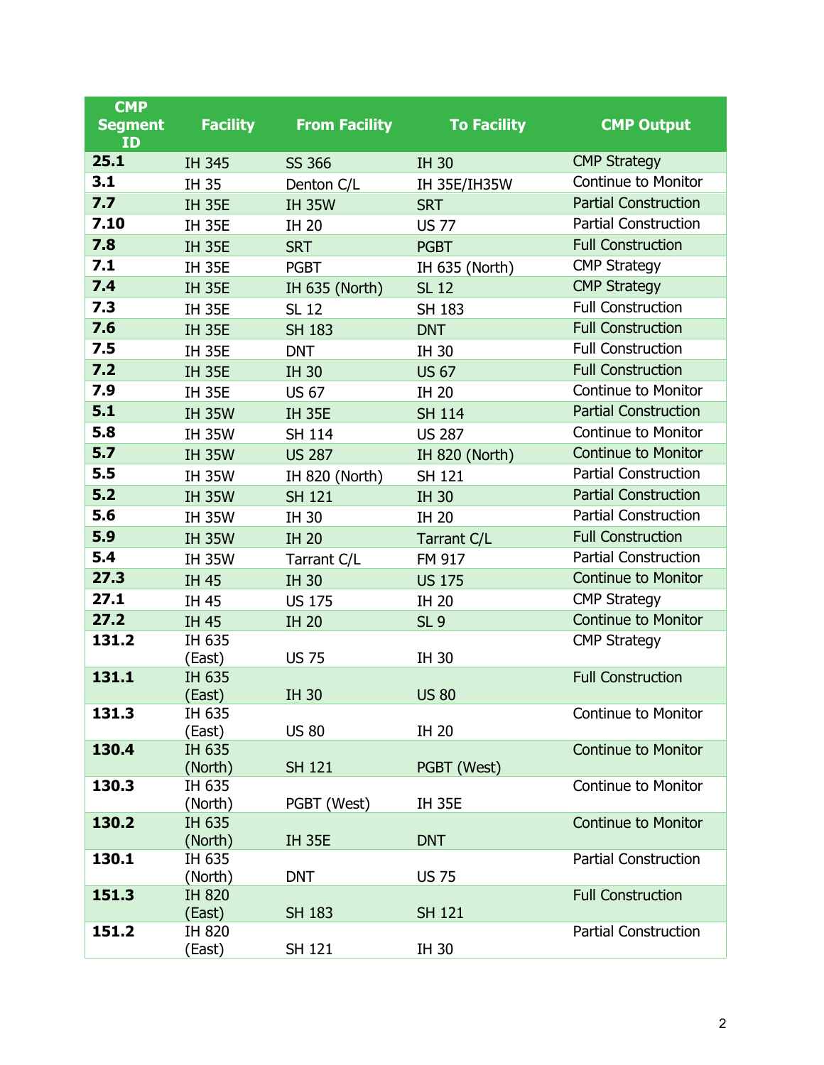| CMP Segment ID | Facility | From Facility | To Facility | CMP Output |
|---|---|---|---|---|
| **25.1** | IH 345 | SS 366 | IH 30 | CMP Strategy |
| **3.1** | IH 35 | Denton C/L | IH 35E/IH35W | Continue to Monitor |
| **7.7** | IH 35E | IH 35W | SRT | Partial Construction |
| **7.10** | IH 35E | IH 20 | US 77 | Partial Construction |
| **7.8** | IH 35E | SRT | PGBT | Full Construction |
| **7.1** | IH 35E | PGBT | IH 635 (North) | CMP Strategy |
| **7.4** | IH 35E | IH 635 (North) | SL 12 | CMP Strategy |
| **7.3** | IH 35E | SL 12 | SH 183 | Full Construction |
| **7.6** | IH 35E | SH 183 | DNT | Full Construction |
| **7.5** | IH 35E | DNT | IH 30 | Full Construction |
| **7.2** | IH 35E | IH 30 | US 67 | Full Construction |
| **7.9** | IH 35E | US 67 | IH 20 | Continue to Monitor |
| **5.1** | IH 35W | IH 35E | SH 114 | Partial Construction |
| **5.8** | IH 35W | SH 114 | US 287 | Continue to Monitor |
| **5.7** | IH 35W | US 287 | IH 820 (North) | Continue to Monitor |
| **5.5** | IH 35W | IH 820 (North) | SH 121 | Partial Construction |
| **5.2** | IH 35W | SH 121 | IH 30 | Partial Construction |
| **5.6** | IH 35W | IH 30 | IH 20 | Partial Construction |
| **5.9** | IH 35W | IH 20 | Tarrant C/L | Full Construction |
| **5.4** | IH 35W | Tarrant C/L | FM 917 | Partial Construction |
| **27.3** | IH 45 | IH 30 | US 175 | Continue to Monitor |
| **27.1** | IH 45 | US 175 | IH 20 | CMP Strategy |
| **27.2** | IH 45 | IH 20 | SL 9 | Continue to Monitor |
| **131.2** | IH 635 (East) | US 75 | IH 30 | CMP Strategy |
| **131.1** | IH 635 (East) | IH 30 | US 80 | Full Construction |
| **131.3** | IH 635 (East) | US 80 | IH 20 | Continue to Monitor |
| **130.4** | IH 635 (North) | SH 121 | PGBT (West) | Continue to Monitor |
| **130.3** | IH 635 (North) | PGBT (West) | IH 35E | Continue to Monitor |
| **130.2** | IH 635 (North) | IH 35E | DNT | Continue to Monitor |
| **130.1** | IH 635 (North) | DNT | US 75 | Partial Construction |
| **151.3** | IH 820 (East) | SH 183 | SH 121 | Full Construction |
| **151.2** | IH 820 (East) | SH 121 | IH 30 | Partial Construction |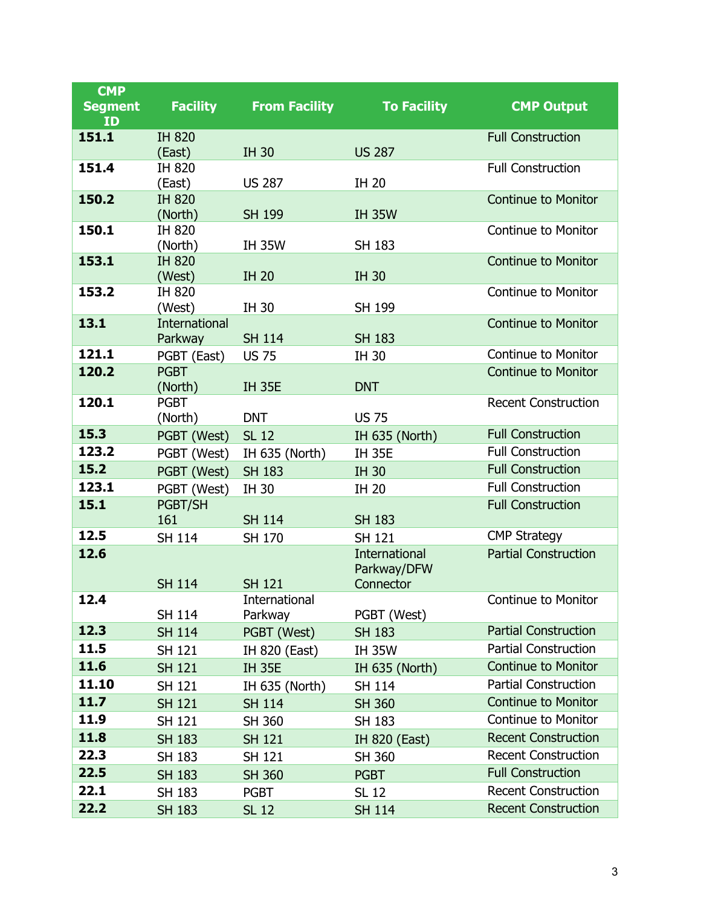| CMP Segment ID | Facility | From Facility | To Facility | CMP Output |
|---|---|---|---|---|
| **151.1** | IH 820 (East) | IH 30 | US 287 | Full Construction |
| **151.4** | IH 820 (East) | US 287 | IH 20 | Full Construction |
| **150.2** | IH 820 (North) | SH 199 | IH 35W | Continue to Monitor |
| **150.1** | IH 820 (North) | IH 35W | SH 183 | Continue to Monitor |
| **153.1** | IH 820 (West) | IH 20 | IH 30 | Continue to Monitor |
| **153.2** | IH 820 (West) | IH 30 | SH 199 | Continue to Monitor |
| **13.1** | International Parkway | SH 114 | SH 183 | Continue to Monitor |
| **121.1** | PGBT (East) | US 75 | IH 30 | Continue to Monitor |
| **120.2** | PGBT (North) | IH 35E | DNT | Continue to Monitor |
| **120.1** | PGBT (North) | DNT | US 75 | Recent Construction |
| **15.3** | PGBT (West) | SL 12 | IH 635 (North) | Full Construction |
| **123.2** | PGBT (West) | IH 635 (North) | IH 35E | Full Construction |
| **15.2** | PGBT (West) | SH 183 | IH 30 | Full Construction |
| **123.1** | PGBT (West) | IH 30 | IH 20 | Full Construction |
| **15.1** | PGBT/SH 161 | SH 114 | SH 183 | Full Construction |
| **12.5** | SH 114 | SH 170 | SH 121 | CMP Strategy |
| **12.6** | SH 114 | SH 121 | International Parkway/DFW Connector | Partial Construction |
| **12.4** | SH 114 | International Parkway | PGBT (West) | Continue to Monitor |
| **12.3** | SH 114 | PGBT (West) | SH 183 | Partial Construction |
| **11.5** | SH 121 | IH 820 (East) | IH 35W | Partial Construction |
| **11.6** | SH 121 | IH 35E | IH 635 (North) | Continue to Monitor |
| **11.10** | SH 121 | IH 635 (North) | SH 114 | Partial Construction |
| **11.7** | SH 121 | SH 114 | SH 360 | Continue to Monitor |
| **11.9** | SH 121 | SH 360 | SH 183 | Continue to Monitor |
| **11.8** | SH 183 | SH 121 | IH 820 (East) | Recent Construction |
| **22.3** | SH 183 | SH 121 | SH 360 | Recent Construction |
| **22.5** | SH 183 | SH 360 | PGBT | Full Construction |
| **22.1** | SH 183 | PGBT | SL 12 | Recent Construction |
| **22.2** | SH 183 | SL 12 | SH 114 | Recent Construction |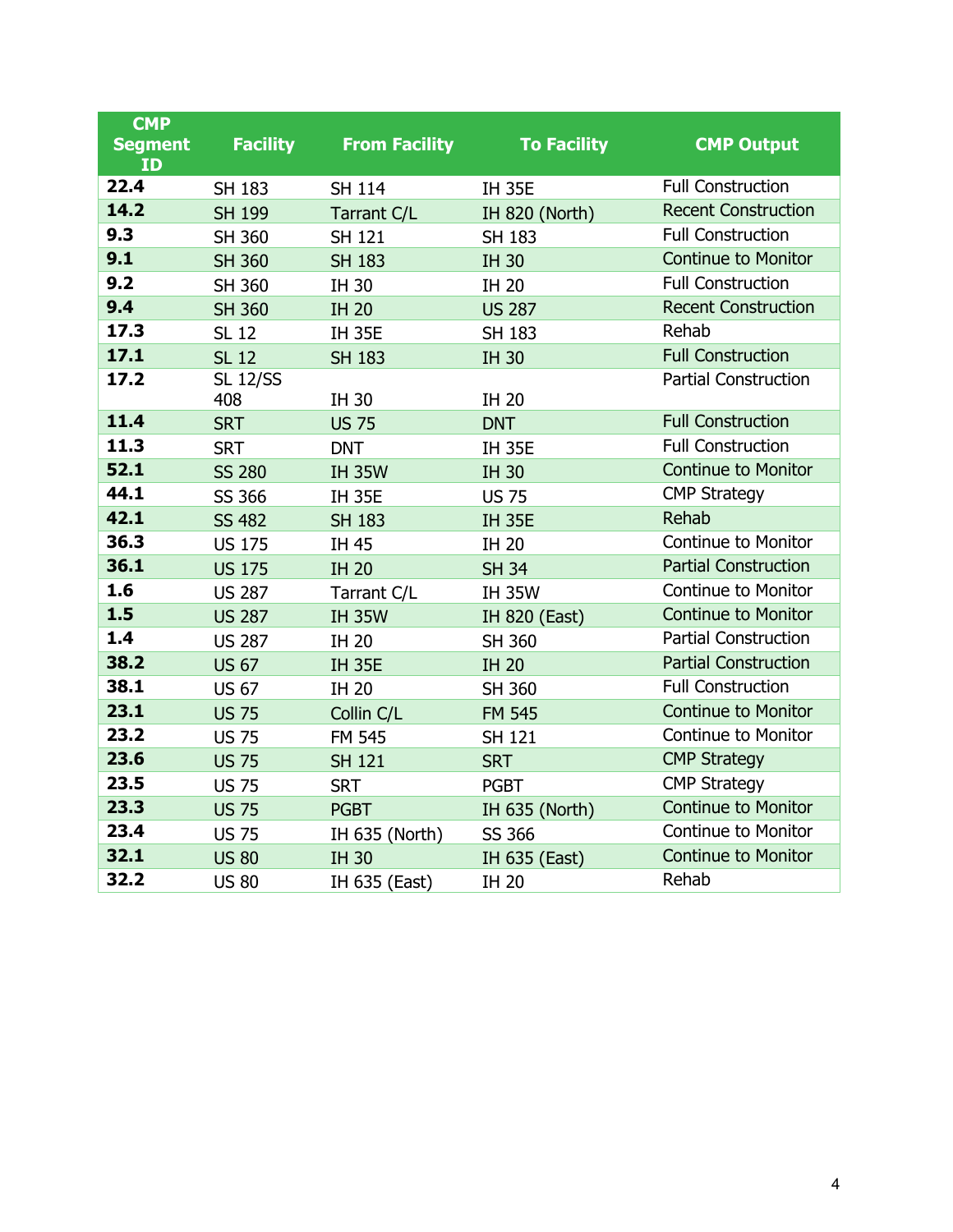| CMP Segment ID | Facility | From Facility | To Facility | CMP Output |
|---|---|---|---|---|
| **22.4** | SH 183 | SH 114 | IH 35E | Full Construction |
| **14.2** | SH 199 | Tarrant C/L | IH 820 (North) | Recent Construction |
| **9.3** | SH 360 | SH 121 | SH 183 | Full Construction |
| **9.1** | SH 360 | SH 183 | IH 30 | Continue to Monitor |
| **9.2** | SH 360 | IH 30 | IH 20 | Full Construction |
| **9.4** | SH 360 | IH 20 | US 287 | Recent Construction |
| **17.3** | SL 12 | IH 35E | SH 183 | Rehab |
| **17.1** | SL 12 | SH 183 | IH 30 | Full Construction |
| **17.2** | SL 12/SS 408 | IH 30 | IH 20 | Partial Construction |
| **11.4** | SRT | US 75 | DNT | Full Construction |
| **11.3** | SRT | DNT | IH 35E | Full Construction |
| **52.1** | SS 280 | IH 35W | IH 30 | Continue to Monitor |
| **44.1** | SS 366 | IH 35E | US 75 | CMP Strategy |
| **42.1** | SS 482 | SH 183 | IH 35E | Rehab |
| **36.3** | US 175 | IH 45 | IH 20 | Continue to Monitor |
| **36.1** | US 175 | IH 20 | SH 34 | Partial Construction |
| **1.6** | US 287 | Tarrant C/L | IH 35W | Continue to Monitor |
| **1.5** | US 287 | IH 35W | IH 820 (East) | Continue to Monitor |
| **1.4** | US 287 | IH 20 | SH 360 | Partial Construction |
| **38.2** | US 67 | IH 35E | IH 20 | Partial Construction |
| **38.1** | US 67 | IH 20 | SH 360 | Full Construction |
| **23.1** | US 75 | Collin C/L | FM 545 | Continue to Monitor |
| **23.2** | US 75 | FM 545 | SH 121 | Continue to Monitor |
| **23.6** | US 75 | SH 121 | SRT | CMP Strategy |
| **23.5** | US 75 | SRT | PGBT | CMP Strategy |
| **23.3** | US 75 | PGBT | IH 635 (North) | Continue to Monitor |
| **23.4** | US 75 | IH 635 (North) | SS 366 | Continue to Monitor |
| **32.1** | US 80 | IH 30 | IH 635 (East) | Continue to Monitor |
| **32.2** | US 80 | IH 635 (East) | IH 20 | Rehab |